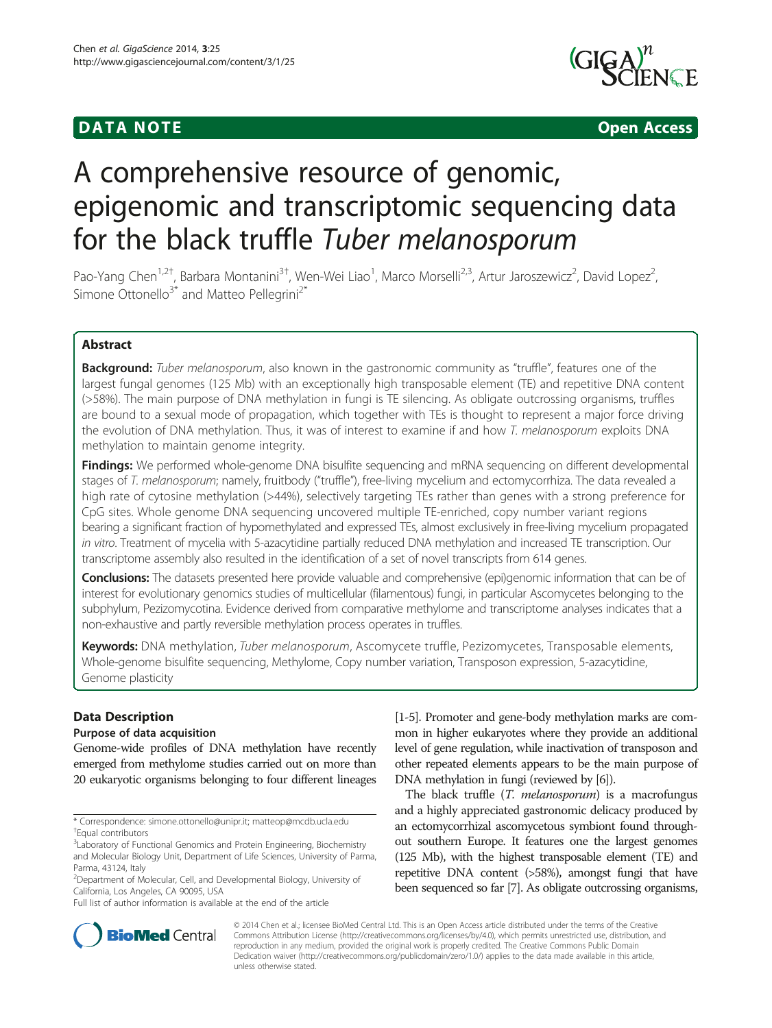DATA NOTE Open Access

# A comprehensive resource of genomic, epigenomic and transcriptomic sequencing data for the black truffle *Tuber melanosporum*

Pao-Yang Chen[1,2†], Barbara Montanini[3†], Wen-Wei Liao[1], Marco Morselli[2,3], Artur Jaroszewicz[2], David Lopez[2], Simone Ottonello[3*] and Matteo Pellegrini[2*]

## Abstract

**Background:** *Tuber melanosporum*, also known in the gastronomic community as "truffle", features one of the largest fungal genomes (125 Mb) with an exceptionally high transposable element (TE) and repetitive DNA content (>58%). The main purpose of DNA methylation in fungi is TE silencing. As obligate outcrossing organisms, truffles are bound to a sexual mode of propagation, which together with TEs is thought to represent a major force driving the evolution of DNA methylation. Thus, it was of interest to examine if and how *T. melanosporum* exploits DNA methylation to maintain genome integrity.

**Findings:** We performed whole-genome DNA bisulfite sequencing and mRNA sequencing on different developmental stages of *T. melanosporum*; namely, fruitbody ("truffle"), free-living mycelium and ectomycorrhiza. The data revealed a high rate of cytosine methylation (>44%), selectively targeting TEs rather than genes with a strong preference for CpG sites. Whole genome DNA sequencing uncovered multiple TE-enriched, copy number variant regions bearing a significant fraction of hypomethylated and expressed TEs, almost exclusively in free-living mycelium propagated *in vitro*. Treatment of mycelia with 5-azacytidine partially reduced DNA methylation and increased TE transcription. Our transcriptome assembly also resulted in the identification of a set of novel transcripts from 614 genes.

**Conclusions:** The datasets presented here provide valuable and comprehensive (epi)genomic information that can be of interest for evolutionary genomics studies of multicellular (filamentous) fungi, in particular Ascomycetes belonging to the subphylum, Pezizomycotina. Evidence derived from comparative methylome and transcriptome analyses indicates that a non-exhaustive and partly reversible methylation process operates in truffles.

**Keywords:** DNA methylation, *Tuber melanosporum*, Ascomycete truffle, Pezizomycetes, Transposable elements, Whole-genome bisulfite sequencing, Methylome, Copy number variation, Transposon expression, 5-azacytidine, Genome plasticity

## Data Description

### Purpose of data acquisition

Genome-wide profiles of DNA methylation have recently emerged from methylome studies carried out on more than 20 eukaryotic organisms belonging to four different lineages [1-5]. Promoter and gene-body methylation marks are common in higher eukaryotes where they provide an additional level of gene regulation, while inactivation of transposon and other repeated elements appears to be the main purpose of DNA methylation in fungi (reviewed by [6]).

The black truffle (*T. melanosporum*) is a macrofungus and a highly appreciated gastronomic delicacy produced by an ectomycorrhizal ascomycetous symbiont found throughout southern Europe. It features one the largest genomes (125 Mb), with the highest transposable element (TE) and repetitive DNA content (>58%), amongst fungi that have been sequenced so far [7]. As obligate outcrossing organisms,

\* Correspondence: simone.ottonello@unipr.it; matteop@mcdb.ucla.edu
†Equal contributors
[3]Laboratory of Functional Genomics and Protein Engineering, Biochemistry and Molecular Biology Unit, Department of Life Sciences, University of Parma, Parma, 43124, Italy
[2]Department of Molecular, Cell, and Developmental Biology, University of California, Los Angeles, CA 90095, USA
Full list of author information is available at the end of the article

© 2014 Chen et al.; licensee BioMed Central Ltd. This is an Open Access article distributed under the terms of the Creative Commons Attribution License (http://creativecommons.org/licenses/by/4.0), which permits unrestricted use, distribution, and reproduction in any medium, provided the original work is properly credited. The Creative Commons Public Domain Dedication waiver (http://creativecommons.org/publicdomain/zero/1.0/) applies to the data made available in this article, unless otherwise stated.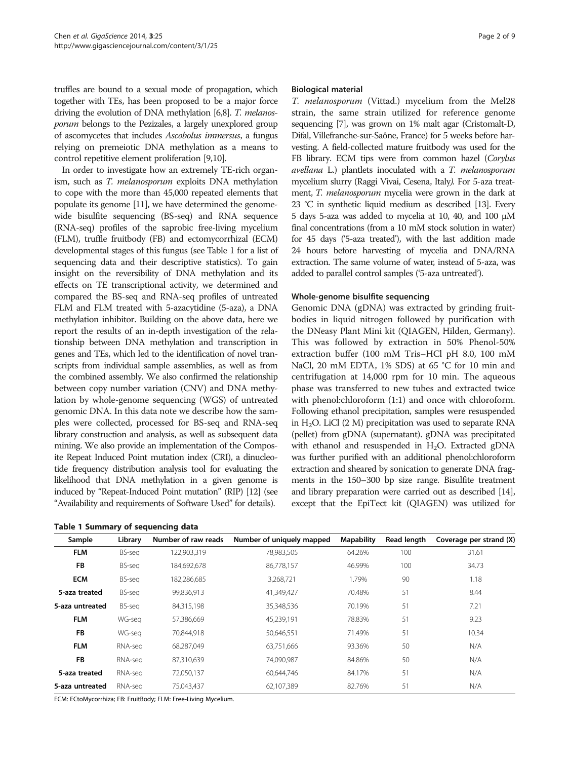truffles are bound to a sexual mode of propagation, which together with TEs, has been proposed to be a major force driving the evolution of DNA methylation [6,8]. *T. melanosporum* belongs to the Pezizales, a largely unexplored group of ascomycetes that includes *Ascobolus immersus*, a fungus relying on premeiotic DNA methylation as a means to control repetitive element proliferation [9,10].

In order to investigate how an extremely TE-rich organism, such as *T. melanosporum* exploits DNA methylation to cope with the more than 45,000 repeated elements that populate its genome [11], we have determined the genome-wide bisulfite sequencing (BS-seq) and RNA sequence (RNA-seq) profiles of the saprobic free-living mycelium (FLM), truffle fruitbody (FB) and ectomycorrhizal (ECM) developmental stages of this fungus (see Table 1 for a list of sequencing data and their descriptive statistics). To gain insight on the reversibility of DNA methylation and its effects on TE transcriptional activity, we determined and compared the BS-seq and RNA-seq profiles of untreated FLM and FLM treated with 5-azacytidine (5-aza), a DNA methylation inhibitor. Building on the above data, here we report the results of an in-depth investigation of the relationship between DNA methylation and transcription in genes and TEs, which led to the identification of novel transcripts from individual sample assemblies, as well as from the combined assembly. We also confirmed the relationship between copy number variation (CNV) and DNA methylation by whole-genome sequencing (WGS) of untreated genomic DNA. In this data note we describe how the samples were collected, processed for BS-seq and RNA-seq library construction and analysis, as well as subsequent data mining. We also provide an implementation of the Composite Repeat Induced Point mutation index (CRI), a dinucleotide frequency distribution analysis tool for evaluating the likelihood that DNA methylation in a given genome is induced by "Repeat-Induced Point mutation" (RIP) [12] (see "Availability and requirements of Software Used" for details).

### Biological material

*T. melanosporum* (Vittad.) mycelium from the Mel28 strain, the same strain utilized for reference genome sequencing [7], was grown on 1% malt agar (Cristomalt-D, Difal, Villefranche-sur-Saône, France) for 5 weeks before harvesting. A field-collected mature fruitbody was used for the FB library. ECM tips were from common hazel (*Corylus avellana* L.) plantlets inoculated with a *T. melanosporum* mycelium slurry (Raggi Vivai, Cesena, Italy). For 5-aza treatment, *T. melanosporum* mycelia were grown in the dark at 23 °C in synthetic liquid medium as described [13]. Every 5 days 5-aza was added to mycelia at 10, 40, and 100 μM final concentrations (from a 10 mM stock solution in water) for 45 days ('5-aza treated'), with the last addition made 24 hours before harvesting of mycelia and DNA/RNA extraction. The same volume of water, instead of 5-aza, was added to parallel control samples ('5-aza untreated').

### Whole-genome bisulfite sequencing

Genomic DNA (gDNA) was extracted by grinding fruitbodies in liquid nitrogen followed by purification with the DNeasy Plant Mini kit (QIAGEN, Hilden, Germany). This was followed by extraction in 50% Phenol-50% extraction buffer (100 mM Tris–HCl pH 8.0, 100 mM NaCl, 20 mM EDTA, 1% SDS) at 65 °C for 10 min and centrifugation at 14,000 rpm for 10 min. The aqueous phase was transferred to new tubes and extracted twice with phenol:chloroform (1:1) and once with chloroform. Following ethanol precipitation, samples were resuspended in $H_2O$. LiCl (2 M) precipitation was used to separate RNA (pellet) from gDNA (supernatant). gDNA was precipitated with ethanol and resuspended in $H_2O$. Extracted gDNA was further purified with an additional phenol:chloroform extraction and sheared by sonication to generate DNA fragments in the 150–300 bp size range. Bisulfite treatment and library preparation were carried out as described [14], except that the EpiTect kit (QIAGEN) was utilized for

**Table 1 Summary of sequencing data**

| Sample | Library | Number of raw reads | Number of uniquely mapped | Mapability | Read length | Coverage per strand (X) |
|---|---|---|---|---|---|---|
| **FLM** | BS-seq | 122,903,319 | 78,983,505 | 64.26% | 100 | 31.61 |
| **FB** | BS-seq | 184,692,678 | 86,778,157 | 46.99% | 100 | 34.73 |
| **ECM** | BS-seq | 182,286,685 | 3,268,721 | 1.79% | 90 | 1.18 |
| **5-aza treated** | BS-seq | 99,836,913 | 41,349,427 | 70.48% | 51 | 8.44 |
| **5-aza untreated** | BS-seq | 84,315,198 | 35,348,536 | 70.19% | 51 | 7.21 |
| **FLM** | WG-seq | 57,386,669 | 45,239,191 | 78.83% | 51 | 9.23 |
| **FB** | WG-seq | 70,844,918 | 50,646,551 | 71.49% | 51 | 10.34 |
| **FLM** | RNA-seq | 68,287,049 | 63,751,666 | 93.36% | 50 | N/A |
| **FB** | RNA-seq | 87,310,639 | 74,090,987 | 84.86% | 50 | N/A |
| **5-aza treated** | RNA-seq | 72,050,137 | 60,644,746 | 84.17% | 51 | N/A |
| **5-aza untreated** | RNA-seq | 75,043,437 | 62,107,389 | 82.76% | 51 | N/A |

ECM: ECtoMycorrhiza; FB: FruitBody; FLM: Free-Living Mycelium.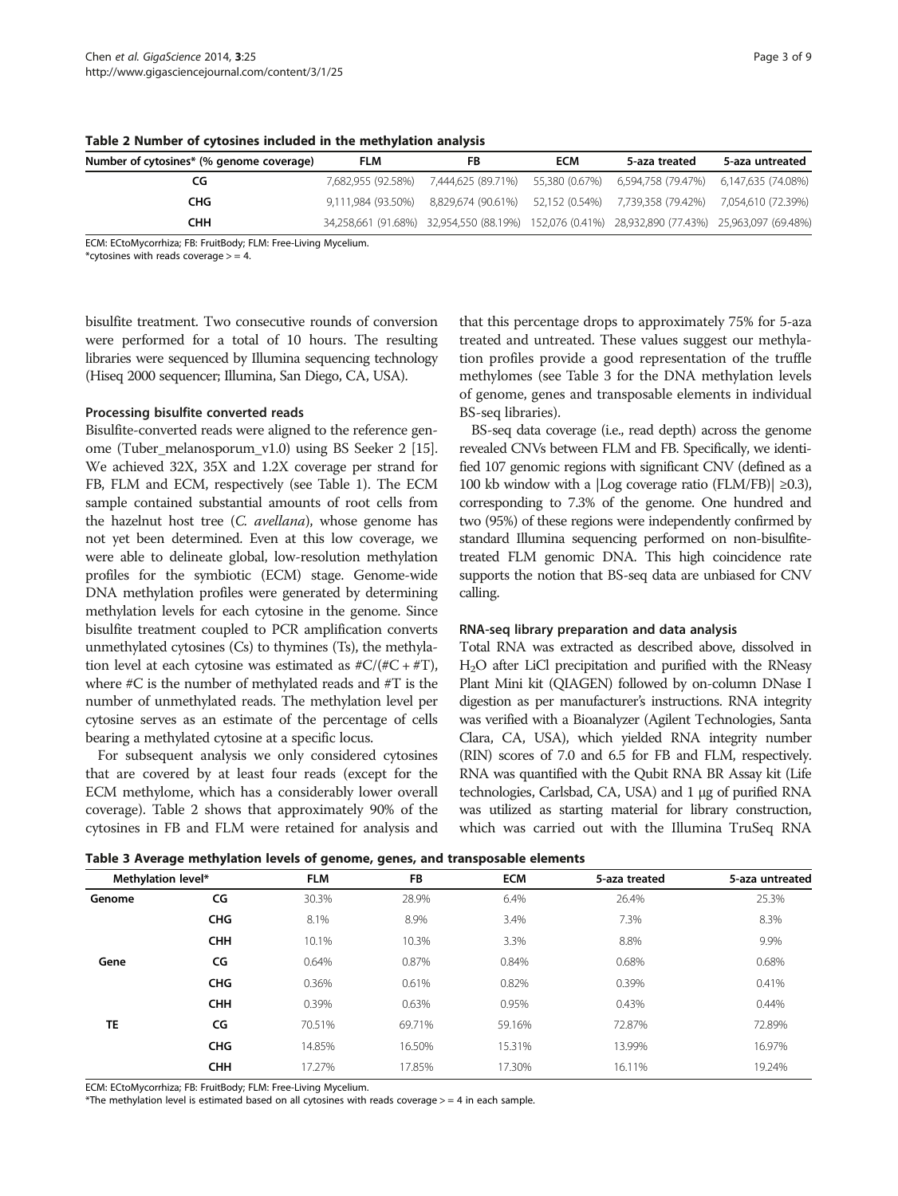**Table 2 Number of cytosines included in the methylation analysis**

| Number of cytosines* (% genome coverage) | FLM | FB | ECM | 5-aza treated | 5-aza untreated |
|---|---|---|---|---|---|
| CG | 7,682,955 (92.58%) | 7,444,625 (89.71%) | 55,380 (0.67%) | 6,594,758 (79.47%) | 6,147,635 (74.08%) |
| CHG | 9,111,984 (93.50%) | 8,829,674 (90.61%) | 52,152 (0.54%) | 7,739,358 (79.42%) | 7,054,610 (72.39%) |
| CHH | 34,258,661 (91.68%) | 32,954,550 (88.19%) | 152,076 (0.41%) | 28,932,890 (77.43%) | 25,963,097 (69.48%) |

ECM: ECtoMycorrhiza; FB: FruitBody; FLM: Free-Living Mycelium.

*cytosines with reads coverage > = 4.

bisulfite treatment. Two consecutive rounds of conversion were performed for a total of 10 hours. The resulting libraries were sequenced by Illumina sequencing technology (Hiseq 2000 sequencer; Illumina, San Diego, CA, USA).

#### Processing bisulfite converted reads

Bisulfite-converted reads were aligned to the reference genome (Tuber_melanosporum_v1.0) using BS Seeker 2 [15]. We achieved 32X, 35X and 1.2X coverage per strand for FB, FLM and ECM, respectively (see Table 1). The ECM sample contained substantial amounts of root cells from the hazelnut host tree (*C. avellana*), whose genome has not yet been determined. Even at this low coverage, we were able to delineate global, low-resolution methylation profiles for the symbiotic (ECM) stage. Genome-wide DNA methylation profiles were generated by determining methylation levels for each cytosine in the genome. Since bisulfite treatment coupled to PCR amplification converts unmethylated cytosines (Cs) to thymines (Ts), the methylation level at each cytosine was estimated as $\#C/(\#C + \#T)$, where $\#C$ is the number of methylated reads and $\#T$ is the number of unmethylated reads. The methylation level per cytosine serves as an estimate of the percentage of cells bearing a methylated cytosine at a specific locus.

For subsequent analysis we only considered cytosines that are covered by at least four reads (except for the ECM methylome, which has a considerably lower overall coverage). Table 2 shows that approximately 90% of the cytosines in FB and FLM were retained for analysis and that this percentage drops to approximately 75% for 5-aza treated and untreated. These values suggest our methylation profiles provide a good representation of the truffle methylomes (see Table 3 for the DNA methylation levels of genome, genes and transposable elements in individual BS-seq libraries).

BS-seq data coverage (i.e., read depth) across the genome revealed CNVs between FLM and FB. Specifically, we identified 107 genomic regions with significant CNV (defined as a 100 kb window with a $|\text{Log coverage ratio (FLM/FB)}| \geq 0.3$), corresponding to 7.3% of the genome. One hundred and two (95%) of these regions were independently confirmed by standard Illumina sequencing performed on non-bisulfite-treated FLM genomic DNA. This high coincidence rate supports the notion that BS-seq data are unbiased for CNV calling.

#### RNA-seq library preparation and data analysis

Total RNA was extracted as described above, dissolved in $H_2O$ after LiCl precipitation and purified with the RNeasy Plant Mini kit (QIAGEN) followed by on-column DNase I digestion as per manufacturer's instructions. RNA integrity was verified with a Bioanalyzer (Agilent Technologies, Santa Clara, CA, USA), which yielded RNA integrity number (RIN) scores of 7.0 and 6.5 for FB and FLM, respectively. RNA was quantified with the Qubit RNA BR Assay kit (Life technologies, Carlsbad, CA, USA) and 1 μg of purified RNA was utilized as starting material for library construction, which was carried out with the Illumina TruSeq RNA

**Table 3 Average methylation levels of genome, genes, and transposable elements**

| Methylation level* | | FLM | FB | ECM | 5-aza treated | 5-aza untreated |
|---|---|---|---|---|---|---|
| **Genome** | **CG** | 30.3% | 28.9% | 6.4% | 26.4% | 25.3% |
| | **CHG** | 8.1% | 8.9% | 3.4% | 7.3% | 8.3% |
| | **CHH** | 10.1% | 10.3% | 3.3% | 8.8% | 9.9% |
| **Gene** | **CG** | 0.64% | 0.87% | 0.84% | 0.68% | 0.68% |
| | **CHG** | 0.36% | 0.61% | 0.82% | 0.39% | 0.41% |
| | **CHH** | 0.39% | 0.63% | 0.95% | 0.43% | 0.44% |
| **TE** | **CG** | 70.51% | 69.71% | 59.16% | 72.87% | 72.89% |
| | **CHG** | 14.85% | 16.50% | 15.31% | 13.99% | 16.97% |
| | **CHH** | 17.27% | 17.85% | 17.30% | 16.11% | 19.24% |

ECM: ECtoMycorrhiza; FB: FruitBody; FLM: Free-Living Mycelium.

*The methylation level is estimated based on all cytosines with reads coverage > = 4 in each sample.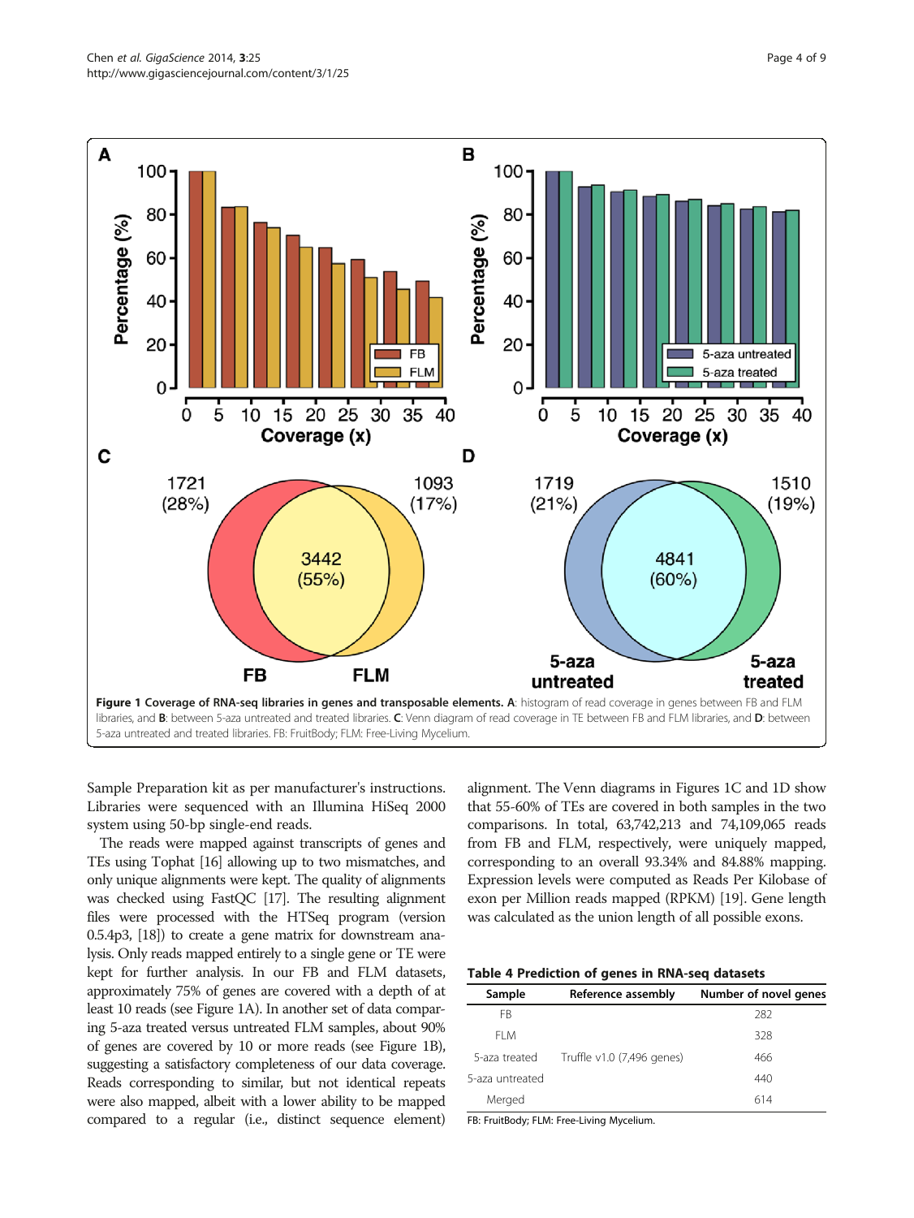Figure 1 Coverage of RNA-seq libraries in genes and transposable elements. A: histogram of read coverage in genes between FB and FLM libraries, and B: between 5-aza untreated and treated libraries. C: Venn diagram of read coverage in TE between FB and FLM libraries, and D: between 5-aza untreated and treated libraries. FB: FruitBody; FLM: Free-Living Mycelium.

Sample Preparation kit as per manufacturer's instructions. Libraries were sequenced with an Illumina HiSeq 2000 system using 50-bp single-end reads.

The reads were mapped against transcripts of genes and TEs using Tophat [16] allowing up to two mismatches, and only unique alignments were kept. The quality of alignments was checked using FastQC [17]. The resulting alignment files were processed with the HTSeq program (version 0.5.4p3, [18]) to create a gene matrix for downstream analysis. Only reads mapped entirely to a single gene or TE were kept for further analysis. In our FB and FLM datasets, approximately 75% of genes are covered with a depth of at least 10 reads (see Figure 1A). In another set of data comparing 5-aza treated versus untreated FLM samples, about 90% of genes are covered by 10 or more reads (see Figure 1B), suggesting a satisfactory completeness of our data coverage. Reads corresponding to similar, but not identical repeats were also mapped, albeit with a lower ability to be mapped compared to a regular (i.e., distinct sequence element) alignment. The Venn diagrams in Figures 1C and 1D show that 55-60% of TEs are covered in both samples in the two comparisons. In total, 63,742,213 and 74,109,065 reads from FB and FLM, respectively, were uniquely mapped, corresponding to an overall 93.34% and 84.88% mapping. Expression levels were computed as Reads Per Kilobase of exon per Million reads mapped (RPKM) [19]. Gene length was calculated as the union length of all possible exons.

**Table 4 Prediction of genes in RNA-seq datasets**

| Sample | Reference assembly | Number of novel genes |
|---|---|---|
| FB | | 282 |
| FLM | | 328 |
| 5-aza treated | Truffle v1.0 (7,496 genes) | 466 |
| 5-aza untreated | | 440 |
| Merged | | 614 |

FB: FruitBody; FLM: Free-Living Mycelium.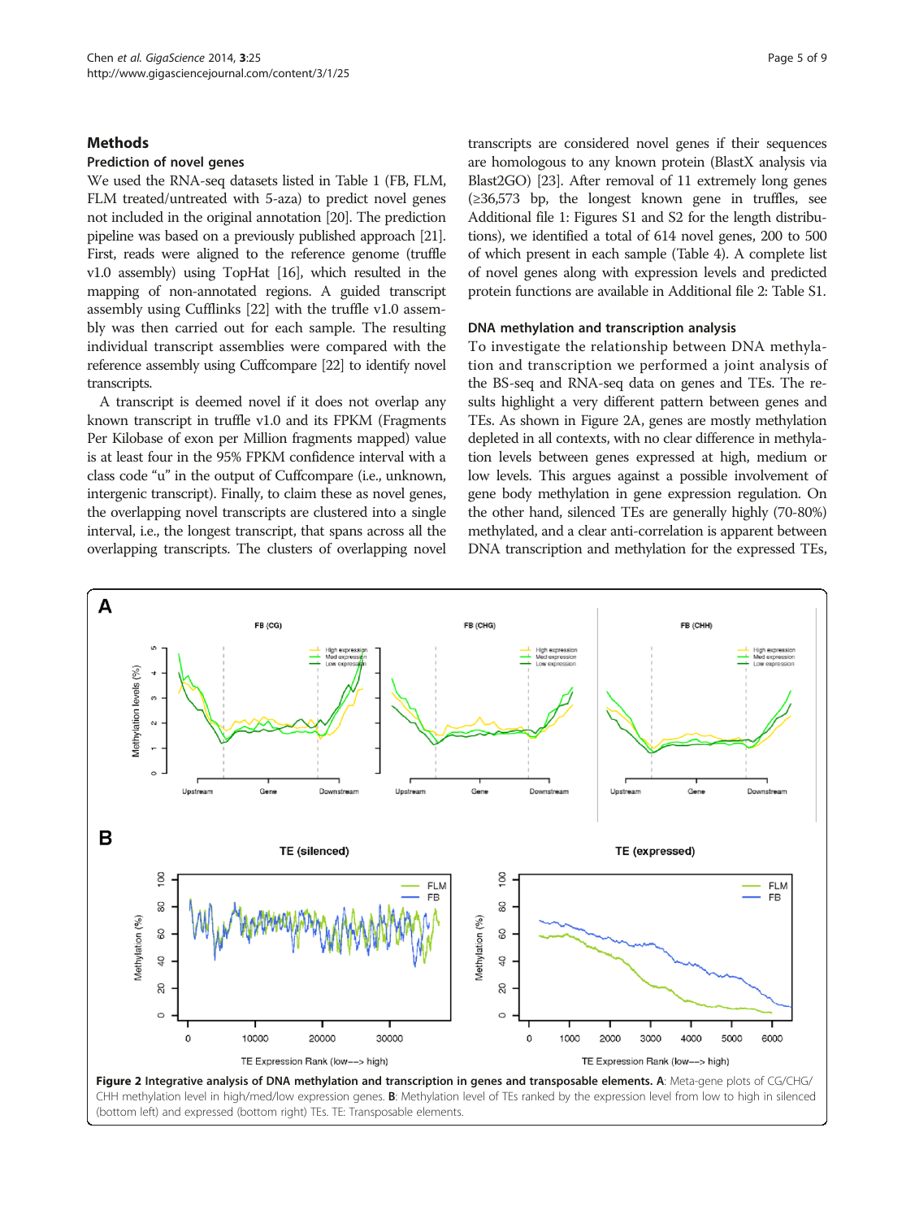## Methods

### Prediction of novel genes

We used the RNA-seq datasets listed in Table 1 (FB, FLM, FLM treated/untreated with 5-aza) to predict novel genes not included in the original annotation [20]. The prediction pipeline was based on a previously published approach [21]. First, reads were aligned to the reference genome (truffle v1.0 assembly) using TopHat [16], which resulted in the mapping of non-annotated regions. A guided transcript assembly using Cufflinks [22] with the truffle v1.0 assembly was then carried out for each sample. The resulting individual transcript assemblies were compared with the reference assembly using Cuffcompare [22] to identify novel transcripts.

A transcript is deemed novel if it does not overlap any known transcript in truffle v1.0 and its FPKM (Fragments Per Kilobase of exon per Million fragments mapped) value is at least four in the 95% FPKM confidence interval with a class code "u" in the output of Cuffcompare (i.e., unknown, intergenic transcript). Finally, to claim these as novel genes, the overlapping novel transcripts are clustered into a single interval, i.e., the longest transcript, that spans across all the overlapping transcripts. The clusters of overlapping novel transcripts are considered novel genes if their sequences are homologous to any known protein (BlastX analysis via Blast2GO) [23]. After removal of 11 extremely long genes (≥36,573 bp, the longest known gene in truffles, see Additional file 1: Figures S1 and S2 for the length distributions), we identified a total of 614 novel genes, 200 to 500 of which present in each sample (Table 4). A complete list of novel genes along with expression levels and predicted protein functions are available in Additional file 2: Table S1.

### DNA methylation and transcription analysis

To investigate the relationship between DNA methylation and transcription we performed a joint analysis of the BS-seq and RNA-seq data on genes and TEs. The results highlight a very different pattern between genes and TEs. As shown in Figure 2A, genes are mostly methylation depleted in all contexts, with no clear difference in methylation levels between genes expressed at high, medium or low levels. This argues against a possible involvement of gene body methylation in gene expression regulation. On the other hand, silenced TEs are generally highly (70-80%) methylated, and a clear anti-correlation is apparent between DNA transcription and methylation for the expressed TEs,

**Figure 2 Integrative analysis of DNA methylation and transcription in genes and transposable elements. A**: Meta-gene plots of CG/CHG/CHH methylation level in high/med/low expression genes. **B**: Methylation level of TEs ranked by the expression level from low to high in silenced (bottom left) and expressed (bottom right) TEs. TE: Transposable elements.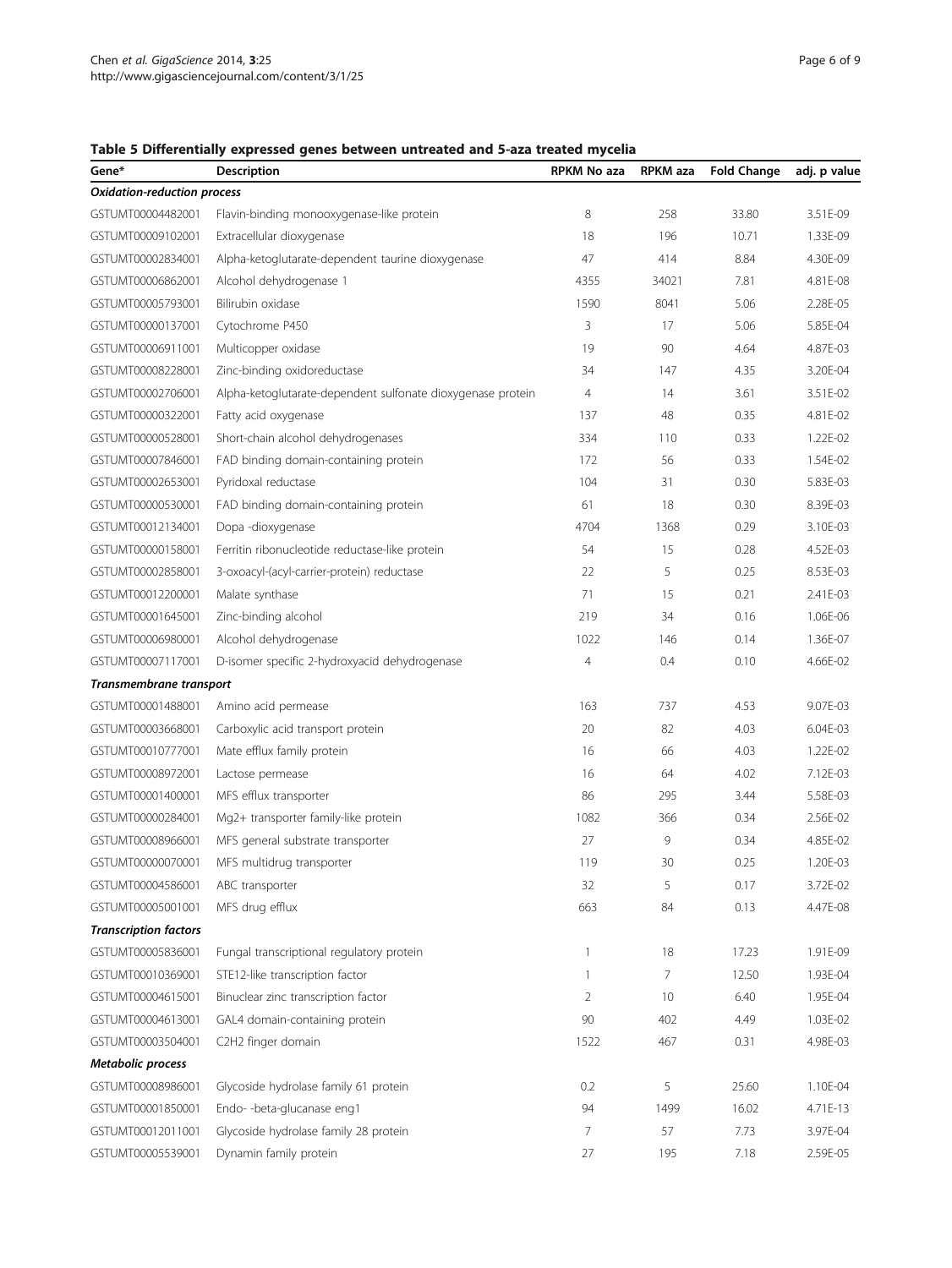**Table 5 Differentially expressed genes between untreated and 5-aza treated mycelia**

| Gene* | Description | RPKM No aza | RPKM aza | Fold Change | adj. p value |
|---|---|---|---|---|---|
| ***Oxidation-reduction process*** | | | | | |
| GSTUMT00004482001 | Flavin-binding monooxygenase-like protein | 8 | 258 | 33.80 | 3.51E-09 |
| GSTUMT00009102001 | Extracellular dioxygenase | 18 | 196 | 10.71 | 1.33E-09 |
| GSTUMT00002834001 | Alpha-ketoglutarate-dependent taurine dioxygenase | 47 | 414 | 8.84 | 4.30E-09 |
| GSTUMT00006862001 | Alcohol dehydrogenase 1 | 4355 | 34021 | 7.81 | 4.81E-08 |
| GSTUMT00005793001 | Bilirubin oxidase | 1590 | 8041 | 5.06 | 2.28E-05 |
| GSTUMT00000137001 | Cytochrome P450 | 3 | 17 | 5.06 | 5.85E-04 |
| GSTUMT00006911001 | Multicopper oxidase | 19 | 90 | 4.64 | 4.87E-03 |
| GSTUMT00008228001 | Zinc-binding oxidoreductase | 34 | 147 | 4.35 | 3.20E-04 |
| GSTUMT00002706001 | Alpha-ketoglutarate-dependent sulfonate dioxygenase protein | 4 | 14 | 3.61 | 3.51E-02 |
| GSTUMT00000322001 | Fatty acid oxygenase | 137 | 48 | 0.35 | 4.81E-02 |
| GSTUMT00000528001 | Short-chain alcohol dehydrogenases | 334 | 110 | 0.33 | 1.22E-02 |
| GSTUMT00007846001 | FAD binding domain-containing protein | 172 | 56 | 0.33 | 1.54E-02 |
| GSTUMT00002653001 | Pyridoxal reductase | 104 | 31 | 0.30 | 5.83E-03 |
| GSTUMT00000530001 | FAD binding domain-containing protein | 61 | 18 | 0.30 | 8.39E-03 |
| GSTUMT00012134001 | Dopa -dioxygenase | 4704 | 1368 | 0.29 | 3.10E-03 |
| GSTUMT00000158001 | Ferritin ribonucleotide reductase-like protein | 54 | 15 | 0.28 | 4.52E-03 |
| GSTUMT00002858001 | 3-oxoacyl-(acyl-carrier-protein) reductase | 22 | 5 | 0.25 | 8.53E-03 |
| GSTUMT00012200001 | Malate synthase | 71 | 15 | 0.21 | 2.41E-03 |
| GSTUMT00001645001 | Zinc-binding alcohol | 219 | 34 | 0.16 | 1.06E-06 |
| GSTUMT00006980001 | Alcohol dehydrogenase | 1022 | 146 | 0.14 | 1.36E-07 |
| GSTUMT00007117001 | D-isomer specific 2-hydroxyacid dehydrogenase | 4 | 0.4 | 0.10 | 4.66E-02 |
| ***Transmembrane transport*** | | | | | |
| GSTUMT00001488001 | Amino acid permease | 163 | 737 | 4.53 | 9.07E-03 |
| GSTUMT00003668001 | Carboxylic acid transport protein | 20 | 82 | 4.03 | 6.04E-03 |
| GSTUMT00010777001 | Mate efflux family protein | 16 | 66 | 4.03 | 1.22E-02 |
| GSTUMT00008972001 | Lactose permease | 16 | 64 | 4.02 | 7.12E-03 |
| GSTUMT00001400001 | MFS efflux transporter | 86 | 295 | 3.44 | 5.58E-03 |
| GSTUMT00000284001 | Mg2+ transporter family-like protein | 1082 | 366 | 0.34 | 2.56E-02 |
| GSTUMT00008966001 | MFS general substrate transporter | 27 | 9 | 0.34 | 4.85E-02 |
| GSTUMT00000070001 | MFS multidrug transporter | 119 | 30 | 0.25 | 1.20E-03 |
| GSTUMT00004586001 | ABC transporter | 32 | 5 | 0.17 | 3.72E-02 |
| GSTUMT00005001001 | MFS drug efflux | 663 | 84 | 0.13 | 4.47E-08 |
| ***Transcription factors*** | | | | | |
| GSTUMT00005836001 | Fungal transcriptional regulatory protein | 1 | 18 | 17.23 | 1.91E-09 |
| GSTUMT00010369001 | STE12-like transcription factor | 1 | 7 | 12.50 | 1.93E-04 |
| GSTUMT00004615001 | Binuclear zinc transcription factor | 2 | 10 | 6.40 | 1.95E-04 |
| GSTUMT00004613001 | GAL4 domain-containing protein | 90 | 402 | 4.49 | 1.03E-02 |
| GSTUMT00003504001 | C2H2 finger domain | 1522 | 467 | 0.31 | 4.98E-03 |
| ***Metabolic process*** | | | | | |
| GSTUMT00008986001 | Glycoside hydrolase family 61 protein | 0.2 | 5 | 25.60 | 1.10E-04 |
| GSTUMT00001850001 | Endo- -beta-glucanase eng1 | 94 | 1499 | 16.02 | 4.71E-13 |
| GSTUMT00012011001 | Glycoside hydrolase family 28 protein | 7 | 57 | 7.73 | 3.97E-04 |
| GSTUMT00005539001 | Dynamin family protein | 27 | 195 | 7.18 | 2.59E-05 |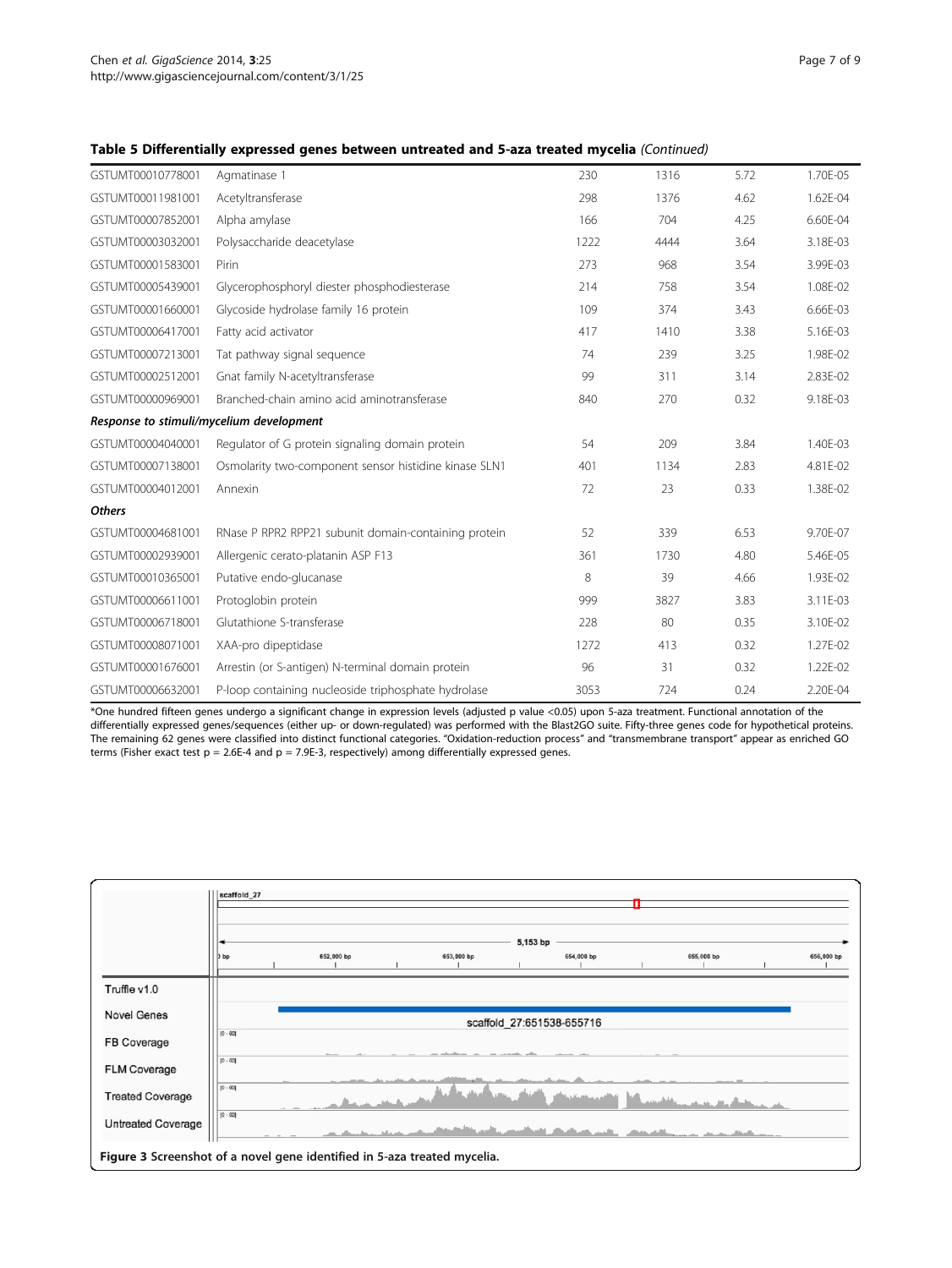**Table 5 Differentially expressed genes between untreated and 5-aza treated mycelia** *(Continued)*

| | | | | | |
|---|---|---|---|---|---|
| GSTUMT00010778001 | Agmatinase 1 | 230 | 1316 | 5.72 | 1.70E-05 |
| GSTUMT00011981001 | Acetyltransferase | 298 | 1376 | 4.62 | 1.62E-04 |
| GSTUMT00007852001 | Alpha amylase | 166 | 704 | 4.25 | 6.60E-04 |
| GSTUMT00003032001 | Polysaccharide deacetylase | 1222 | 4444 | 3.64 | 3.18E-03 |
| GSTUMT00001583001 | Pirin | 273 | 968 | 3.54 | 3.99E-03 |
| GSTUMT00005439001 | Glycerophosphoryl diester phosphodiesterase | 214 | 758 | 3.54 | 1.08E-02 |
| GSTUMT00001660001 | Glycoside hydrolase family 16 protein | 109 | 374 | 3.43 | 6.66E-03 |
| GSTUMT00006417001 | Fatty acid activator | 417 | 1410 | 3.38 | 5.16E-03 |
| GSTUMT00007213001 | Tat pathway signal sequence | 74 | 239 | 3.25 | 1.98E-02 |
| GSTUMT00002512001 | Gnat family N-acetyltransferase | 99 | 311 | 3.14 | 2.83E-02 |
| GSTUMT00000969001 | Branched-chain amino acid aminotransferase | 840 | 270 | 0.32 | 9.18E-03 |
| ***Response to stimuli/mycelium development*** | | | | | |
| GSTUMT00004040001 | Regulator of G protein signaling domain protein | 54 | 209 | 3.84 | 1.40E-03 |
| GSTUMT00007138001 | Osmolarity two-component sensor histidine kinase SLN1 | 401 | 1134 | 2.83 | 4.81E-02 |
| GSTUMT00004012001 | Annexin | 72 | 23 | 0.33 | 1.38E-02 |
| ***Others*** | | | | | |
| GSTUMT00004681001 | RNase P RPR2 RPP21 subunit domain-containing protein | 52 | 339 | 6.53 | 9.70E-07 |
| GSTUMT00002939001 | Allergenic cerato-platanin ASP F13 | 361 | 1730 | 4.80 | 5.46E-05 |
| GSTUMT00010365001 | Putative endo-glucanase | 8 | 39 | 4.66 | 1.93E-02 |
| GSTUMT00006611001 | Protoglobin protein | 999 | 3827 | 3.83 | 3.11E-03 |
| GSTUMT00006718001 | Glutathione S-transferase | 228 | 80 | 0.35 | 3.10E-02 |
| GSTUMT00008071001 | XAA-pro dipeptidase | 1272 | 413 | 0.32 | 1.27E-02 |
| GSTUMT00001676001 | Arrestin (or S-antigen) N-terminal domain protein | 96 | 31 | 0.32 | 1.22E-02 |
| GSTUMT00006632001 | P-loop containing nucleoside triphosphate hydrolase | 3053 | 724 | 0.24 | 2.20E-04 |

*One hundred fifteen genes undergo a significant change in expression levels (adjusted p value <0.05) upon 5-aza treatment. Functional annotation of the differentially expressed genes/sequences (either up- or down-regulated) was performed with the Blast2GO suite. Fifty-three genes code for hypothetical proteins. The remaining 62 genes were classified into distinct functional categories. "Oxidation-reduction process" and "transmembrane transport" appear as enriched GO terms (Fisher exact test p = 2.6E-4 and p = 7.9E-3, respectively) among differentially expressed genes.

**Figure 3** Screenshot of a novel gene identified in 5-aza treated mycelia.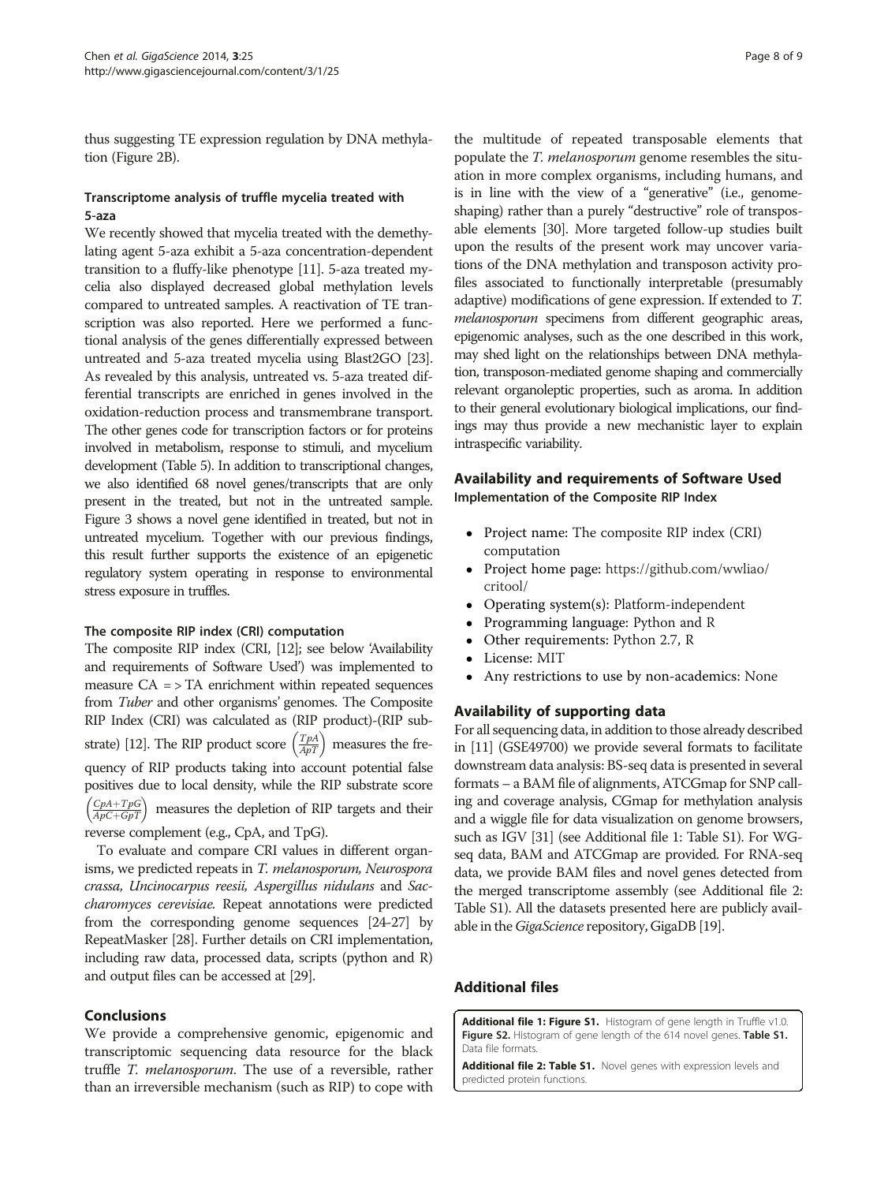thus suggesting TE expression regulation by DNA methylation (Figure 2B).

#### Transcriptome analysis of truffle mycelia treated with 5-aza

We recently showed that mycelia treated with the demethylating agent 5-aza exhibit a 5-aza concentration-dependent transition to a fluffy-like phenotype [11]. 5-aza treated mycelia also displayed decreased global methylation levels compared to untreated samples. A reactivation of TE transcription was also reported. Here we performed a functional analysis of the genes differentially expressed between untreated and 5-aza treated mycelia using Blast2GO [23]. As revealed by this analysis, untreated vs. 5-aza treated differential transcripts are enriched in genes involved in the oxidation-reduction process and transmembrane transport. The other genes code for transcription factors or for proteins involved in metabolism, response to stimuli, and mycelium development (Table 5). In addition to transcriptional changes, we also identified 68 novel genes/transcripts that are only present in the treated, but not in the untreated sample. Figure 3 shows a novel gene identified in treated, but not in untreated mycelium. Together with our previous findings, this result further supports the existence of an epigenetic regulatory system operating in response to environmental stress exposure in truffles.

#### The composite RIP index (CRI) computation

The composite RIP index (CRI, [12]; see below 'Availability and requirements of Software Used') was implemented to measure CA = > TA enrichment within repeated sequences from *Tuber* and other organisms' genomes. The Composite RIP Index (CRI) was calculated as (RIP product)-(RIP substrate) [12]. The RIP product score $\left(\frac{TpA}{ApT}\right)$ measures the frequency of RIP products taking into account potential false positives due to local density, while the RIP substrate score $\left(\frac{CpA+TpG}{ApC+GpT}\right)$ measures the depletion of RIP targets and their reverse complement (e.g., CpA, and TpG).

To evaluate and compare CRI values in different organisms, we predicted repeats in *T. melanosporum, Neurospora crassa, Uncinocarpus reesii, Aspergillus nidulans* and *Saccharomyces cerevisiae.* Repeat annotations were predicted from the corresponding genome sequences [24-27] by RepeatMasker [28]. Further details on CRI implementation, including raw data, processed data, scripts (python and R) and output files can be accessed at [29].

## Conclusions

We provide a comprehensive genomic, epigenomic and transcriptomic sequencing data resource for the black truffle *T. melanosporum*. The use of a reversible, rather than an irreversible mechanism (such as RIP) to cope with the multitude of repeated transposable elements that populate the *T. melanosporum* genome resembles the situation in more complex organisms, including humans, and is in line with the view of a "generative" (i.e., genome-shaping) rather than a purely "destructive" role of transposable elements [30]. More targeted follow-up studies built upon the results of the present work may uncover variations of the DNA methylation and transposon activity profiles associated to functionally interpretable (presumably adaptive) modifications of gene expression. If extended to *T. melanosporum* specimens from different geographic areas, epigenomic analyses, such as the one described in this work, may shed light on the relationships between DNA methylation, transposon-mediated genome shaping and commercially relevant organoleptic properties, such as aroma. In addition to their general evolutionary biological implications, our findings may thus provide a new mechanistic layer to explain intraspecific variability.

## Availability and requirements of Software Used

#### Implementation of the Composite RIP Index

- Project name: The composite RIP index (CRI) computation
- Project home page: https://github.com/wwliao/critool/
- Operating system(s): Platform-independent
- Programming language: Python and R
- Other requirements: Python 2.7, R
- License: MIT
- Any restrictions to use by non-academics: None

## Availability of supporting data

For all sequencing data, in addition to those already described in [11] (GSE49700) we provide several formats to facilitate downstream data analysis: BS-seq data is presented in several formats – a BAM file of alignments, ATCGmap for SNP calling and coverage analysis, CGmap for methylation analysis and a wiggle file for data visualization on genome browsers, such as IGV [31] (see Additional file 1: Table S1). For WG-seq data, BAM and ATCGmap are provided. For RNA-seq data, we provide BAM files and novel genes detected from the merged transcriptome assembly (see Additional file 2: Table S1). All the datasets presented here are publicly available in the *GigaScience* repository, GigaDB [19].

## Additional files

**Additional file 1: Figure S1.** Histogram of gene length in Truffle v1.0. **Figure S2.** Histogram of gene length of the 614 novel genes. **Table S1.** Data file formats.

**Additional file 2: Table S1.** Novel genes with expression levels and predicted protein functions.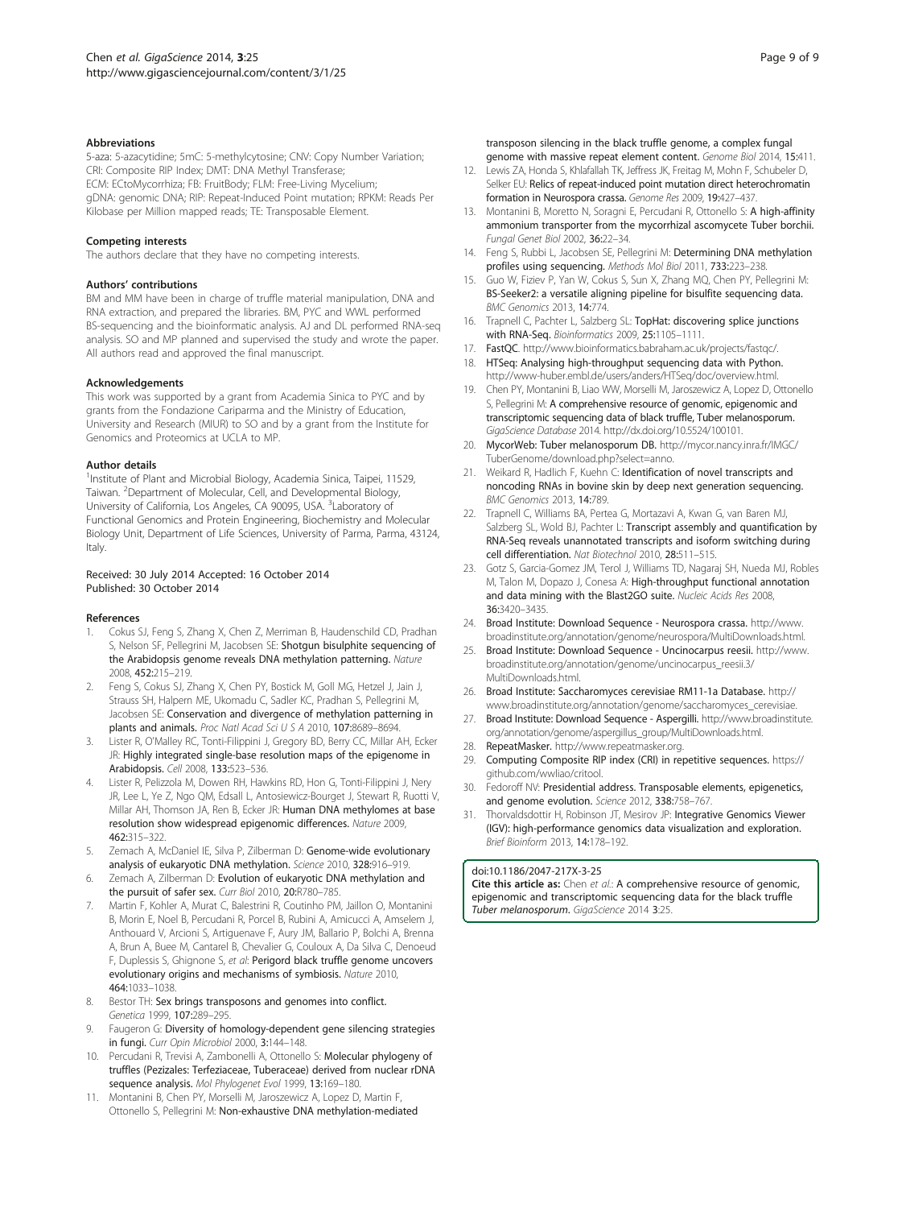### Abbreviations

5-aza: 5-azacytidine; 5mC: 5-methylcytosine; CNV: Copy Number Variation; CRI: Composite RIP Index; DMT: DNA Methyl Transferase; ECM: ECtoMycorrhiza; FB: FruitBody; FLM: Free-Living Mycelium; gDNA: genomic DNA; RIP: Repeat-Induced Point mutation; RPKM: Reads Per Kilobase per Million mapped reads; TE: Transposable Element.

### Competing interests

The authors declare that they have no competing interests.

### Authors' contributions

BM and MM have been in charge of truffle material manipulation, DNA and RNA extraction, and prepared the libraries. BM, PYC and WWL performed BS-sequencing and the bioinformatic analysis. AJ and DL performed RNA-seq analysis. SO and MP planned and supervised the study and wrote the paper. All authors read and approved the final manuscript.

### Acknowledgements

This work was supported by a grant from Academia Sinica to PYC and by grants from the Fondazione Cariparma and the Ministry of Education, University and Research (MIUR) to SO and by a grant from the Institute for Genomics and Proteomics at UCLA to MP.

### Author details

[1]Institute of Plant and Microbial Biology, Academia Sinica, Taipei, 11529, Taiwan. [2]Department of Molecular, Cell, and Developmental Biology, University of California, Los Angeles, CA 90095, USA. [3]Laboratory of Functional Genomics and Protein Engineering, Biochemistry and Molecular Biology Unit, Department of Life Sciences, University of Parma, Parma, 43124, Italy.

Received: 30 July 2014 Accepted: 16 October 2014
Published: 30 October 2014

### References

1. Cokus SJ, Feng S, Zhang X, Chen Z, Merriman B, Haudenschild CD, Pradhan S, Nelson SF, Pellegrini M, Jacobsen SE: **Shotgun bisulphite sequencing of the Arabidopsis genome reveals DNA methylation patterning.** *Nature* 2008, **452:**215–219.
2. Feng S, Cokus SJ, Zhang X, Chen PY, Bostick M, Goll MG, Hetzel J, Jain J, Strauss SH, Halpern ME, Ukomadu C, Sadler KC, Pradhan S, Pellegrini M, Jacobsen SE: **Conservation and divergence of methylation patterning in plants and animals.** *Proc Natl Acad Sci U S A* 2010, **107:**8689–8694.
3. Lister R, O'Malley RC, Tonti-Filippini J, Gregory BD, Berry CC, Millar AH, Ecker JR: **Highly integrated single-base resolution maps of the epigenome in Arabidopsis.** *Cell* 2008, **133:**523–536.
4. Lister R, Pelizzola M, Dowen RH, Hawkins RD, Hon G, Tonti-Filippini J, Nery JR, Lee L, Ye Z, Ngo QM, Edsall L, Antosiewicz-Bourget J, Stewart R, Ruotti V, Millar AH, Thomson JA, Ren B, Ecker JR: **Human DNA methylomes at base resolution show widespread epigenomic differences.** *Nature* 2009, **462:**315–322.
5. Zemach A, McDaniel IE, Silva P, Zilberman D: **Genome-wide evolutionary analysis of eukaryotic DNA methylation.** *Science* 2010, **328:**916–919.
6. Zemach A, Zilberman D: **Evolution of eukaryotic DNA methylation and the pursuit of safer sex.** *Curr Biol* 2010, **20:**R780–785.
7. Martin F, Kohler A, Murat C, Balestrini R, Coutinho PM, Jaillon O, Montanini B, Morin E, Noel B, Percudani R, Porcel B, Rubini A, Amicucci A, Amselem J, Anthouard V, Arcioni S, Artiguenave F, Aury JM, Ballario P, Bolchi A, Brenna A, Brun A, Buee M, Cantarel B, Chevalier G, Couloux A, Da Silva C, Denoeud F, Duplessis S, Ghignone S, *et al*: **Perigord black truffle genome uncovers evolutionary origins and mechanisms of symbiosis.** *Nature* 2010, **464:**1033–1038.
8. Bestor TH: **Sex brings transposons and genomes into conflict.** *Genetica* 1999, **107:**289–295.
9. Faugeron G: **Diversity of homology-dependent gene silencing strategies in fungi.** *Curr Opin Microbiol* 2000, **3:**144–148.
10. Percudani R, Trevisi A, Zambonelli A, Ottonello S: **Molecular phylogeny of truffles (Pezizales: Terfeziaceae, Tuberaceae) derived from nuclear rDNA sequence analysis.** *Mol Phylogenet Evol* 1999, **13:**169–180.
11. Montanini B, Chen PY, Morselli M, Jaroszewicz A, Lopez D, Martin F, Ottonello S, Pellegrini M: **Non-exhaustive DNA methylation-mediated transposon silencing in the black truffle genome, a complex fungal genome with massive repeat element content.** *Genome Biol* 2014, **15:**411.
12. Lewis ZA, Honda S, Khlafallah TK, Jeffress JK, Freitag M, Mohn F, Schubeler D, Selker EU: **Relics of repeat-induced point mutation direct heterochromatin formation in Neurospora crassa.** *Genome Res* 2009, **19:**427–437.
13. Montanini B, Moretto N, Soragni E, Percudani R, Ottonello S: **A high-affinity ammonium transporter from the mycorrhizal ascomycete Tuber borchii.** *Fungal Genet Biol* 2002, **36:**22–34.
14. Feng S, Rubbi L, Jacobsen SE, Pellegrini M: **Determining DNA methylation profiles using sequencing.** *Methods Mol Biol* 2011, **733:**223–238.
15. Guo W, Fiziev P, Yan W, Cokus S, Sun X, Zhang MQ, Chen PY, Pellegrini M: **BS-Seeker2: a versatile aligning pipeline for bisulfite sequencing data.** *BMC Genomics* 2013, **14:**774.
16. Trapnell C, Pachter L, Salzberg SL: **TopHat: discovering splice junctions with RNA-Seq.** *Bioinformatics* 2009, **25:**1105–1111.
17. **FastQC.** http://www.bioinformatics.babraham.ac.uk/projects/fastqc/.
18. **HTSeq: Analysing high-throughput sequencing data with Python.** http://www-huber.embl.de/users/anders/HTSeq/doc/overview.html.
19. Chen PY, Montanini B, Liao WW, Morselli M, Jaroszewicz A, Lopez D, Ottonello S, Pellegrini M: **A comprehensive resource of genomic, epigenomic and transcriptomic sequencing data of black truffle, Tuber melanosporum.** *GigaScience Database* 2014. http://dx.doi.org/10.5524/100101.
20. **MycorWeb: Tuber melanosporum DB.** http://mycor.nancy.inra.fr/IMGC/TuberGenome/download.php?select=anno.
21. Weikard R, Hadlich F, Kuehn C: **Identification of novel transcripts and noncoding RNAs in bovine skin by deep next generation sequencing.** *BMC Genomics* 2013, **14:**789.
22. Trapnell C, Williams BA, Pertea G, Mortazavi A, Kwan G, van Baren MJ, Salzberg SL, Wold BJ, Pachter L: **Transcript assembly and quantification by RNA-Seq reveals unannotated transcripts and isoform switching during cell differentiation.** *Nat Biotechnol* 2010, **28:**511–515.
23. Gotz S, Garcia-Gomez JM, Terol J, Williams TD, Nagaraj SH, Nueda MJ, Robles M, Talon M, Dopazo J, Conesa A: **High-throughput functional annotation and data mining with the Blast2GO suite.** *Nucleic Acids Res* 2008, **36:**3420–3435.
24. **Broad Institute: Download Sequence - Neurospora crassa.** http://www.broadinstitute.org/annotation/genome/neurospora/MultiDownloads.html.
25. **Broad Institute: Download Sequence - Uncinocarpus reesii.** http://www.broadinstitute.org/annotation/genome/uncinocarpus_reesii.3/MultiDownloads.html.
26. **Broad Institute: Saccharomyces cerevisiae RM11-1a Database.** http://www.broadinstitute.org/annotation/genome/saccharomyces_cerevisiae.
27. **Broad Institute: Download Sequence - Aspergilli.** http://www.broadinstitute.org/annotation/genome/aspergillus_group/MultiDownloads.html.
28. **RepeatMasker.** http://www.repeatmasker.org.
29. **Computing Composite RIP index (CRI) in repetitive sequences.** https://github.com/wwliao/critool.
30. Fedoroff NV: **Presidential address. Transposable elements, epigenetics, and genome evolution.** *Science* 2012, **338:**758–767.
31. Thorvaldsdottir H, Robinson JT, Mesirov JP: **Integrative Genomics Viewer (IGV): high-performance genomics data visualization and exploration.** *Brief Bioinform* 2013, **14:**178–192.

doi:10.1186/2047-217X-3-25
**Cite this article as:** Chen *et al.*: A comprehensive resource of genomic, epigenomic and transcriptomic sequencing data for the black truffle *Tuber melanosporum*. *GigaScience* 2014 **3**:25.